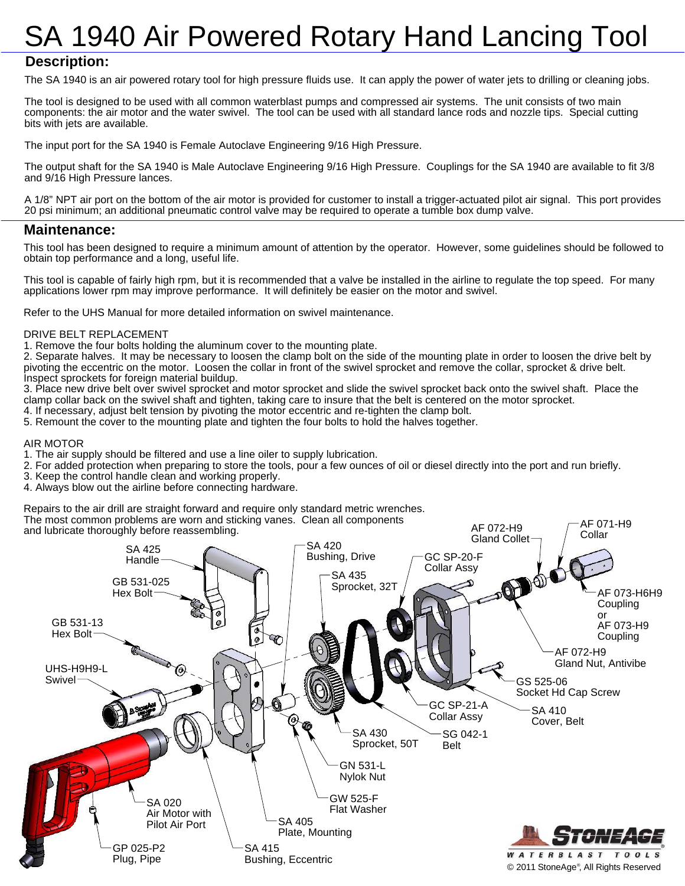# SA 1940 Air Powered Rotary Hand Lancing Tool

## Description:

The SA 1940 is an air powered rotary tool for high pressure fluids use. It can apply the power of water jets to drilling or cleaning jobs.

The tool is designed to be used with all common waterblast pumps and compressed air systems. The unit consists of two main components: the air motor and the water swivel. The tool can be used with all standard lance rods and nozzle tips. Special cutting bits with jets are available.

The input port for the SA 1940 is Female Autoclave Engineering 9/16 High Pressure.

The output shaft for the SA 1940 is Male Autoclave Engineering 9/16 High Pressure. Couplings for the SA 1940 are available to fit 3/8 and 9/16 High Pressure lances.

A 1/8" NPT air port on the bottom of the air motor is provided for customer to install a trigger-actuated pilot air signal. This port provides 20 psi minimum; an additional pneumatic control valve may be required to operate a tumble box dump valve.

## Maintenance:

This tool has been designed to require a minimum amount of attention by the operator. However, some guidelines should be followed to obtain top performance and a long, useful life.

This tool is capable of fairly high rpm, but it is recommended that a valve be installed in the airline to regulate the top speed. For many applications lower rpm may improve performance. It will definitely be easier on the motor and swivel.

Refer to the UHS Manual for more detailed information on swivel maintenance.

DRIVE BELT REPLACEMENT

1. Remove the four bolts holding the aluminum cover to the mounting plate.
2. Separate halves. It may be necessary to loosen the clamp bolt on the side of the mounting plate in order to loosen the drive belt by pivoting the eccentric on the motor. Loosen the collar in front of the swivel sprocket and remove the collar, sprocket & drive belt. Inspect sprockets for foreign material buildup.
3. Place new drive belt over swivel sprocket and motor sprocket and slide the swivel sprocket back onto the swivel shaft. Place the clamp collar back on the swivel shaft and tighten, taking care to insure that the belt is centered on the motor sprocket.
4. If necessary, adjust belt tension by pivoting the motor eccentric and re-tighten the clamp bolt.
5. Remount the cover to the mounting plate and tighten the four bolts to hold the halves together.

AIR MOTOR

1. The air supply should be filtered and use a line oiler to supply lubrication.
2. For added protection when preparing to store the tools, pour a few ounces of oil or diesel directly into the port and run briefly.
3. Keep the control handle clean and working properly.
4. Always blow out the airline before connecting hardware.

Repairs to the air drill are straight forward and require only standard metric wrenches. The most common problems are worn and sticking vanes. Clean all components and lubricate thoroughly before reassembling.

SA 425 Handle
GB 531-025 Hex Bolt
GB 531-13 Hex Bolt
UHS-H9H9-L Swivel
SA 020 Air Motor with Pilot Air Port
GP 025-P2 Plug, Pipe
SA 415 Bushing, Eccentric
SA 405 Plate, Mounting
GW 525-F Flat Washer
GN 531-L Nylok Nut
SA 430 Sprocket, 50T
SA 420 Bushing, Drive
SA 435 Sprocket, 32T
GC SP-20-F Collar Assy
GC SP-21-A Collar Assy
SG 042-1 Belt
SA 410 Cover, Belt
GS 525-06 Socket Hd Cap Screw
AF 072-H9 Gland Nut, Antivibe
AF 072-H9 Gland Collet
AF 071-H9 Collar
AF 073-H6H9 Coupling or AF 073-H9 Coupling

© 2011 StoneAge®, All Rights Reserved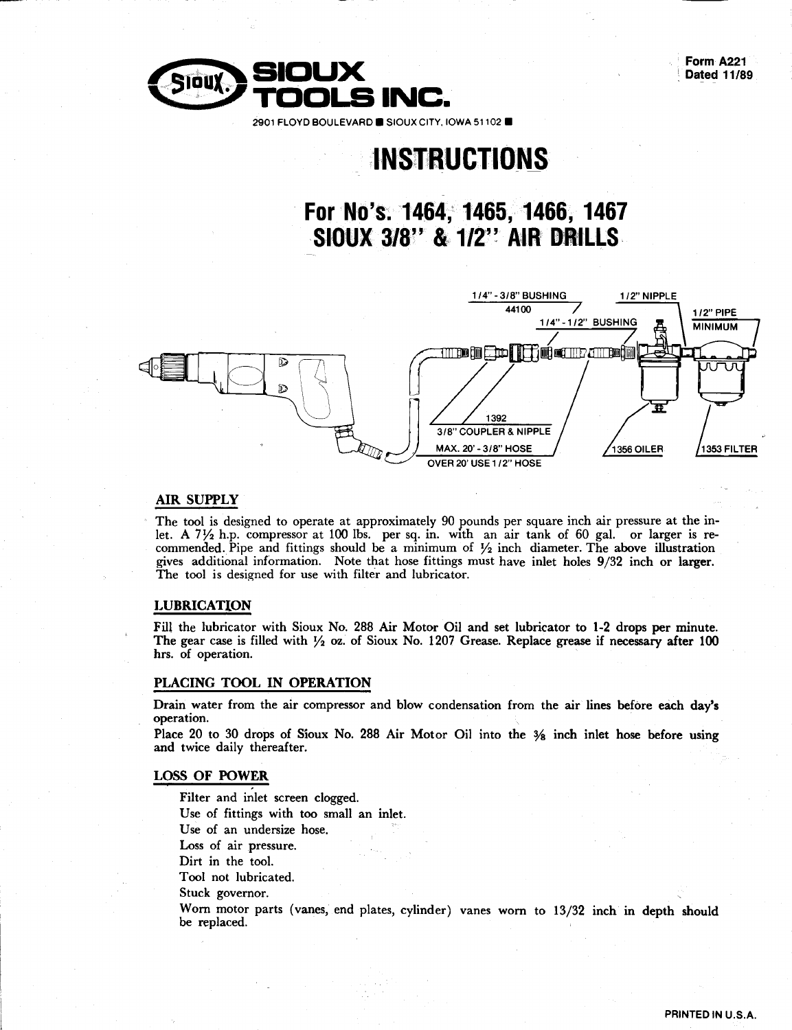**SIOUX TOOLS INC.**

2901 FLOYD BOULEVARD ■ SIOUX CITY, IOWA 51102 ■

Form A221
Dated 11/89

# INSTRUCTIONS

## For No's. 1464, 1465, 1466, 1467 SIOUX 3/8" & 1/2" AIR DRILLS

1/4" - 3/8" BUSHING 44100

1/4" - 1/2" BUSHING

1/2" NIPPLE

1/2" PIPE MINIMUM

1392 3/8" COUPLER & NIPPLE

MAX. 20' - 3/8" HOSE

OVER 20' USE 1/2" HOSE

1356 OILER

1353 FILTER

### AIR SUPPLY

The tool is designed to operate at approximately 90 pounds per square inch air pressure at the inlet. A 7½ h.p. compressor at 100 lbs. per sq. in. with an air tank of 60 gal. or larger is recommended. Pipe and fittings should be a minimum of ½ inch diameter. The above illustration gives additional information. Note that hose fittings must have inlet holes 9/32 inch or larger. The tool is designed for use with filter and lubricator.

### LUBRICATION

Fill the lubricator with Sioux No. 288 Air Motor Oil and set lubricator to 1-2 drops per minute. The gear case is filled with ½ oz. of Sioux No. 1207 Grease. Replace grease if necessary after 100 hrs. of operation.

### PLACING TOOL IN OPERATION

Drain water from the air compressor and blow condensation from the air lines before each day's operation.

Place 20 to 30 drops of Sioux No. 288 Air Motor Oil into the ⅜ inch inlet hose before using and twice daily thereafter.

### LOSS OF POWER

Filter and inlet screen clogged.
Use of fittings with too small an inlet.
Use of an undersize hose.
Loss of air pressure.
Dirt in the tool.
Tool not lubricated.
Stuck governor.
Worn motor parts (vanes, end plates, cylinder) vanes worn to 13/32 inch in depth should be replaced.

PRINTED IN U.S.A.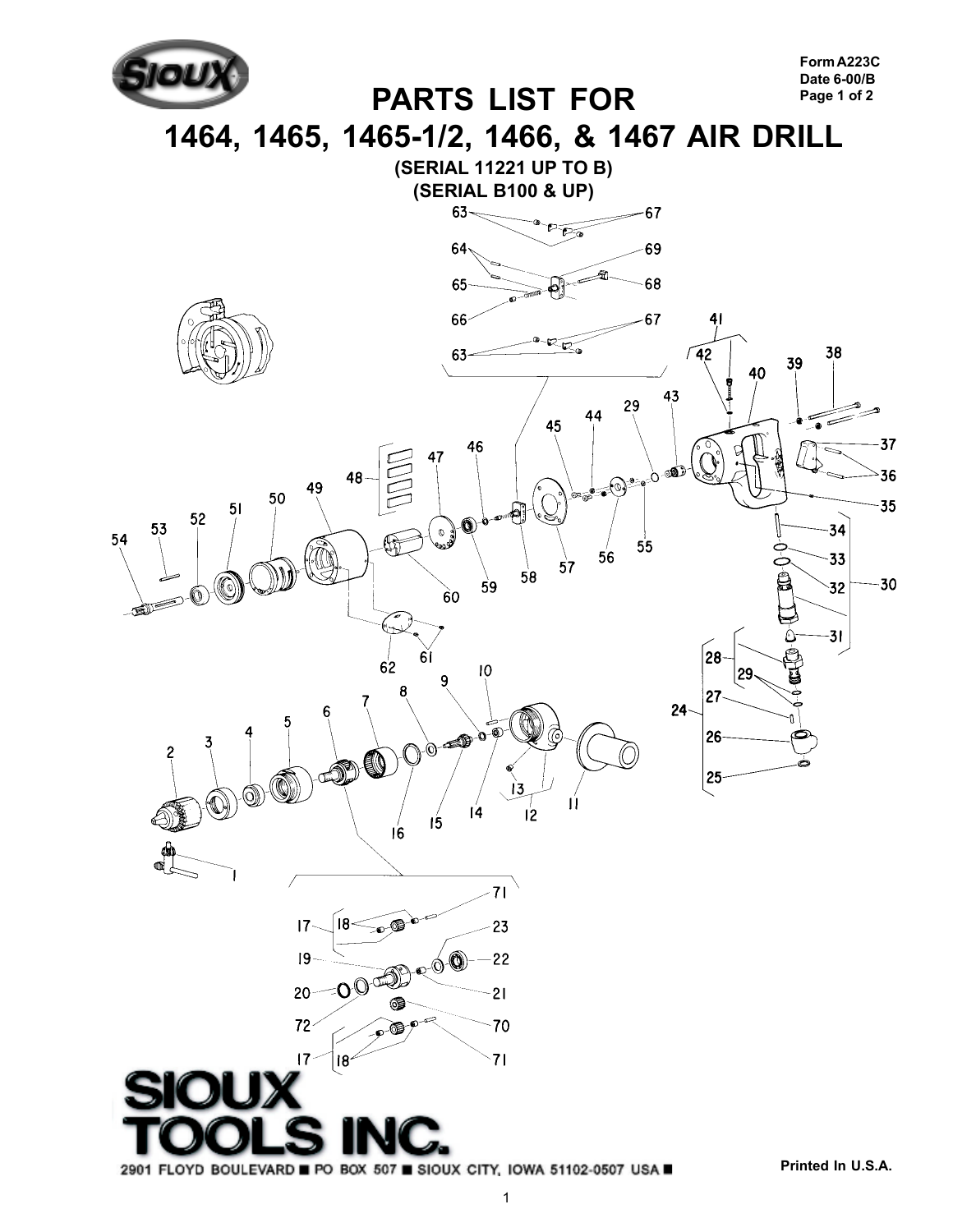Form A223C
Date 6-00/B

# PARTS LIST FOR

# 1464, 1465, 1465-1/2, 1466, & 1467 AIR DRILL

**(SERIAL 11221 UP TO B)**
**(SERIAL B100 & UP)**

SIOUX TOOLS INC.

2901 FLOYD BOULEVARD ■ PO BOX 507 ■ SIOUX CITY, IOWA 51102-0507 USA ■

Printed In U.S.A.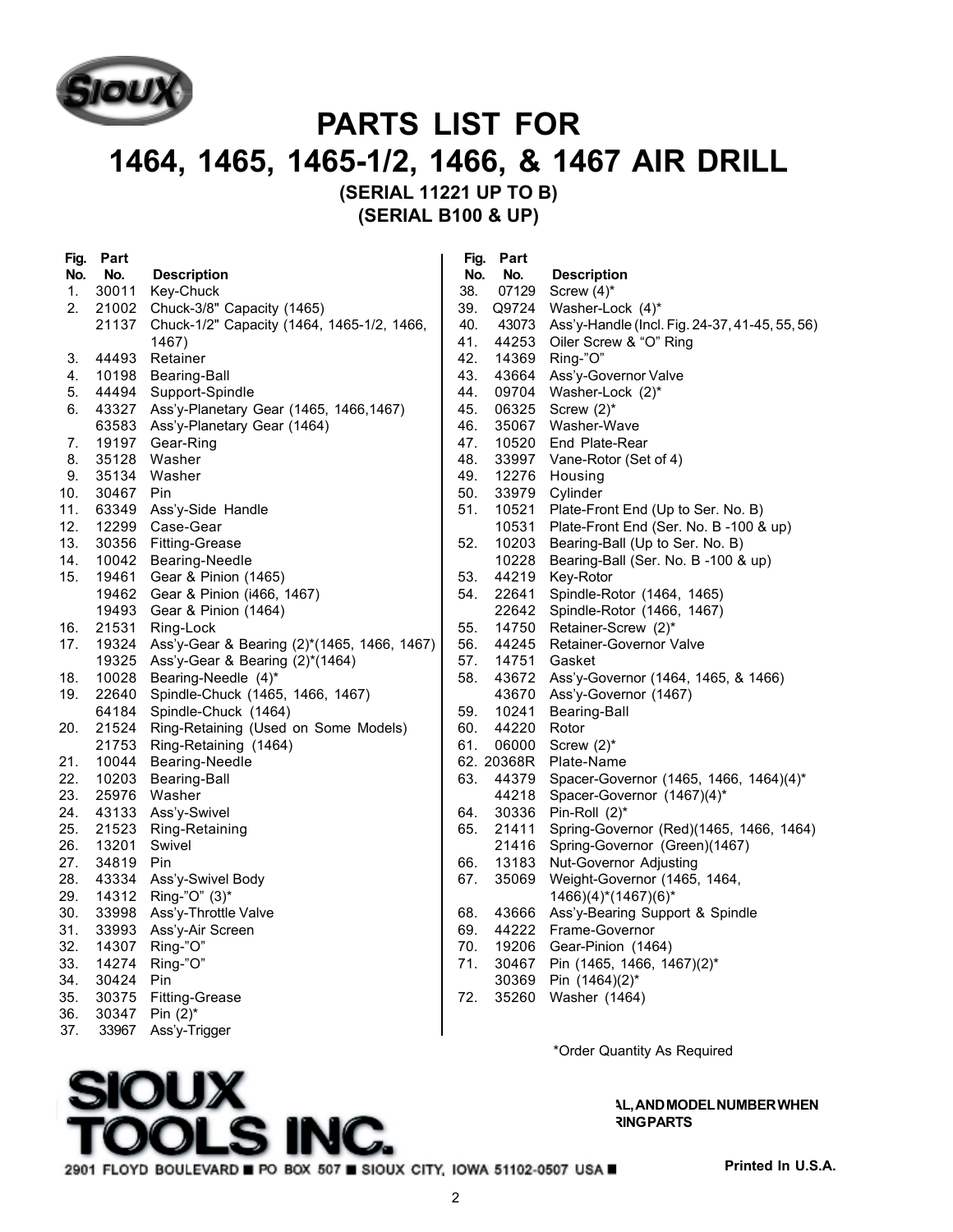# PARTS LIST FOR
# 1464, 1465, 1465-1/2, 1466, & 1467 AIR DRILL

**(SERIAL 11221 UP TO B)**
**(SERIAL B100 & UP)**

| Fig. No. | Part No. | Description |
|---|---|---|
| 1. | 30011 | Key-Chuck |
| 2. | 21002 | Chuck-3/8" Capacity (1465) |
| | 21137 | Chuck-1/2" Capacity (1464, 1465-1/2, 1466, 1467) |
| 3. | 44493 | Retainer |
| 4. | 10198 | Bearing-Ball |
| 5. | 44494 | Support-Spindle |
| 6. | 43327 | Ass'y-Planetary Gear (1465, 1466,1467) |
| | 63583 | Ass'y-Planetary Gear (1464) |
| 7. | 19197 | Gear-Ring |
| 8. | 35128 | Washer |
| 9. | 35134 | Washer |
| 10. | 30467 | Pin |
| 11. | 63349 | Ass'y-Side Handle |
| 12. | 12299 | Case-Gear |
| 13. | 30356 | Fitting-Grease |
| 14. | 10042 | Bearing-Needle |
| 15. | 19461 | Gear & Pinion (1465) |
| | 19462 | Gear & Pinion (i466, 1467) |
| | 19493 | Gear & Pinion (1464) |
| 16. | 21531 | Ring-Lock |
| 17. | 19324 | Ass'y-Gear & Bearing (2)*(1465, 1466, 1467) |
| | 19325 | Ass'y-Gear & Bearing (2)*(1464) |
| 18. | 10028 | Bearing-Needle (4)* |
| 19. | 22640 | Spindle-Chuck (1465, 1466, 1467) |
| | 64184 | Spindle-Chuck (1464) |
| 20. | 21524 | Ring-Retaining (Used on Some Models) |
| | 21753 | Ring-Retaining (1464) |
| 21. | 10044 | Bearing-Needle |
| 22. | 10203 | Bearing-Ball |
| 23. | 25976 | Washer |
| 24. | 43133 | Ass'y-Swivel |
| 25. | 21523 | Ring-Retaining |
| 26. | 13201 | Swivel |
| 27. | 34819 | Pin |
| 28. | 43334 | Ass'y-Swivel Body |
| 29. | 14312 | Ring-"O" (3)* |
| 30. | 33998 | Ass'y-Throttle Valve |
| 31. | 33993 | Ass'y-Air Screen |
| 32. | 14307 | Ring-"O" |
| 33. | 14274 | Ring-"O" |
| 34. | 30424 | Pin |
| 35. | 30375 | Fitting-Grease |
| 36. | 30347 | Pin (2)* |
| 37. | 33967 | Ass'y-Trigger |
| 38. | 07129 | Screw (4)* |
| 39. | Q9724 | Washer-Lock (4)* |
| 40. | 43073 | Ass'y-Handle (Incl. Fig. 24-37, 41-45, 55, 56) |
| 41. | 44253 | Oiler Screw & "O" Ring |
| 42. | 14369 | Ring-"O" |
| 43. | 43664 | Ass'y-Governor Valve |
| 44. | 09704 | Washer-Lock (2)* |
| 45. | 06325 | Screw (2)* |
| 46. | 35067 | Washer-Wave |
| 47. | 10520 | End Plate-Rear |
| 48. | 33997 | Vane-Rotor (Set of 4) |
| 49. | 12276 | Housing |
| 50. | 33979 | Cylinder |
| 51. | 10521 | Plate-Front End (Up to Ser. No. B) |
| | 10531 | Plate-Front End (Ser. No. B -100 & up) |
| 52. | 10203 | Bearing-Ball (Up to Ser. No. B) |
| | 10228 | Bearing-Ball (Ser. No. B -100 & up) |
| 53. | 44219 | Key-Rotor |
| 54. | 22641 | Spindle-Rotor (1464, 1465) |
| | 22642 | Spindle-Rotor (1466, 1467) |
| 55. | 14750 | Retainer-Screw (2)* |
| 56. | 44245 | Retainer-Governor Valve |
| 57. | 14751 | Gasket |
| 58. | 43672 | Ass'y-Governor (1464, 1465, & 1466) |
| | 43670 | Ass'y-Governor (1467) |
| 59. | 10241 | Bearing-Ball |
| 60. | 44220 | Rotor |
| 61. | 06000 | Screw (2)* |
| 62. | 20368R | Plate-Name |
| 63. | 44379 | Spacer-Governor (1465, 1466, 1464)(4)* |
| | 44218 | Spacer-Governor (1467)(4)* |
| 64. | 30336 | Pin-Roll (2)* |
| 65. | 21411 | Spring-Governor (Red)(1465, 1466, 1464) |
| | 21416 | Spring-Governor (Green)(1467) |
| 66. | 13183 | Nut-Governor Adjusting |
| 67. | 35069 | Weight-Governor (1465, 1464, 1466)(4)*(1467)(6)* |
| 68. | 43666 | Ass'y-Bearing Support & Spindle |
| 69. | 44222 | Frame-Governor |
| 70. | 19206 | Gear-Pinion (1464) |
| 71. | 30467 | Pin (1465, 1466, 1467)(2)* |
| | 30369 | Pin (1464)(2)* |
| 72. | 35260 | Washer (1464) |

*Order Quantity As Required

**SIOUX TOOLS INC.**

2901 FLOYD BOULEVARD ■ PO BOX 507 ■ SIOUX CITY, IOWA 51102-0507 USA ■

**AL, AND MODEL NUMBER WHEN RING PARTS**

**Printed In U.S.A.**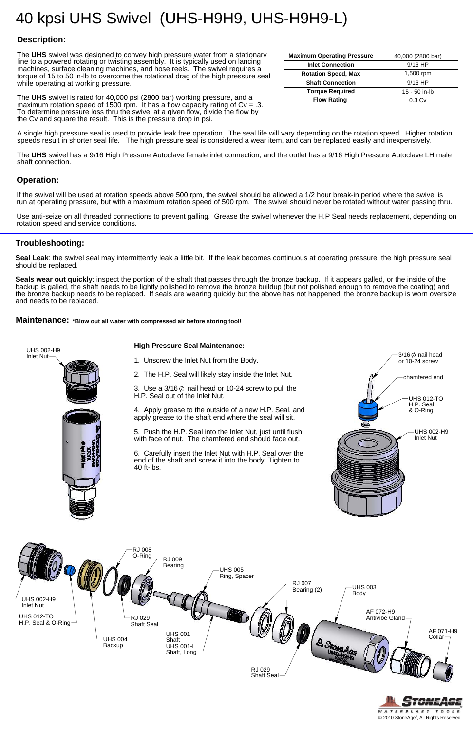# 40 kpsi UHS Swivel (UHS-H9H9, UHS-H9H9-L)

## Description:

The **UHS** swivel was designed to convey high pressure water from a stationary line to a powered rotating or twisting assembly. It is typically used on lancing machines, surface cleaning machines, and hose reels. The swivel requires a torque of 15 to 50 in-lb to overcome the rotational drag of the high pressure seal while operating at working pressure.

The **UHS** swivel is rated for 40,000 psi (2800 bar) working pressure, and a maximum rotation speed of 1500 rpm. It has a flow capacity rating of Cv = .3. To determine pressure loss thru the swivel at a given flow, divide the flow by the Cv and square the result. This is the pressure drop in psi.

| Maximum Operating Pressure | 40,000 (2800 bar) |
|---|---|
| Inlet Connection | 9/16 HP |
| Rotation Speed, Max | 1,500 rpm |
| Shaft Connection | 9/16 HP |
| Torque Required | 15 - 50 in-lb |
| Flow Rating | 0.3 Cv |

A single high pressure seal is used to provide leak free operation. The seal life will vary depending on the rotation speed. Higher rotation speeds result in shorter seal life. The high pressure seal is considered a wear item, and can be replaced easily and inexpensively.

The **UHS** swivel has a 9/16 High Pressure Autoclave female inlet connection, and the outlet has a 9/16 High Pressure Autoclave LH male shaft connection.

## Operation:

If the swivel will be used at rotation speeds above 500 rpm, the swivel should be allowed a 1/2 hour break-in period where the swivel is run at operating pressure, but with a maximum rotation speed of 500 rpm. The swivel should never be rotated without water passing thru.

Use anti-seize on all threaded connections to prevent galling. Grease the swivel whenever the H.P Seal needs replacement, depending on rotation speed and service conditions.

## Troubleshooting:

**Seal Leak**: the swivel seal may intermittently leak a little bit. If the leak becomes continuous at operating pressure, the high pressure seal should be replaced.

**Seals wear out quickly**: inspect the portion of the shaft that passes through the bronze backup. If it appears galled, or the inside of the backup is galled, the shaft needs to be lightly polished to remove the bronze buildup (but not polished enough to remove the coating) and the bronze backup needs to be replaced. If seals are wearing quickly but the above has not happened, the bronze backup is worn oversize and needs to be replaced.

## Maintenance: **\*Blow out all water with compressed air before storing tool!**

UHS 002-H9 Inlet Nut

### High Pressure Seal Maintenance:

1. Unscrew the Inlet Nut from the Body.
2. The H.P. Seal will likely stay inside the Inlet Nut.
3. Use a 3/16 ∅ nail head or 10-24 screw to pull the H.P. Seal out of the Inlet Nut.
4. Apply grease to the outside of a new H.P. Seal, and apply grease to the shaft end where the seal will sit.
5. Push the H.P. Seal into the Inlet Nut, just until flush with face of nut. The chamfered end should face out.
6. Carefully insert the Inlet Nut with H.P. Seal over the end of the shaft and screw it into the body. Tighten to 40 ft-lbs.

3/16 ∅ nail head or 10-24 screw

chamfered end

UHS 012-TO H.P. Seal & O-Ring

UHS 002-H9 Inlet Nut

UHS 002-H9 Inlet Nut

UHS 012-TO H.P. Seal & O-Ring

UHS 004 Backup

RJ 008 O-Ring

RJ 009 Bearing

RJ 029 Shaft Seal

UHS 001 Shaft
UHS 001-L Shaft, Long

UHS 005 Ring, Spacer

RJ 007 Bearing (2)

RJ 029 Shaft Seal

UHS 003 Body

AF 072-H9 Antivibe Gland

AF 071-H9 Collar

© 2010 StoneAge®, All Rights Reserved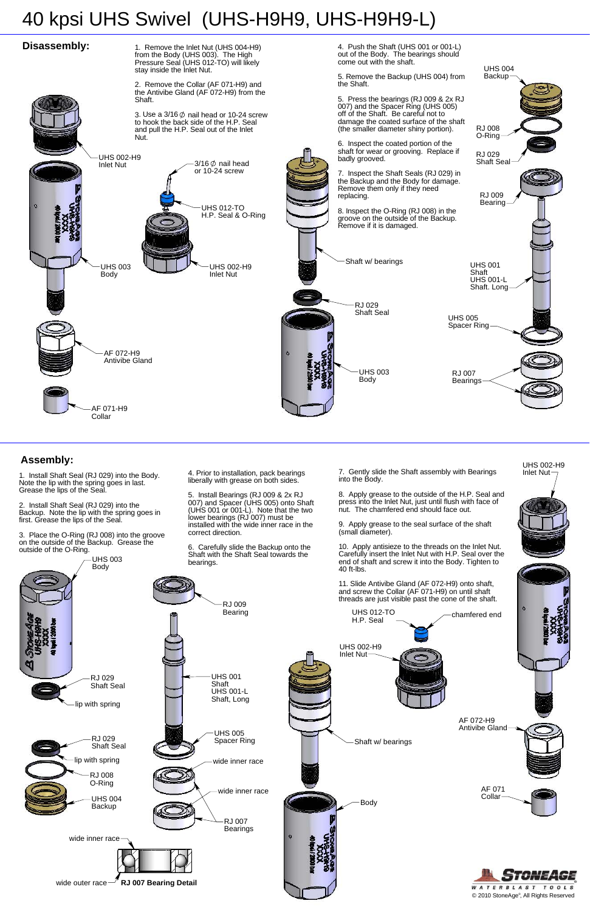# 40 kpsi UHS Swivel (UHS-H9H9, UHS-H9H9-L)

## Disassembly:

1. Remove the Inlet Nut (UHS 004-H9) from the Body (UHS 003). The High Pressure Seal (UHS 012-TO) will likely stay inside the Inlet Nut.

2. Remove the Collar (AF 071-H9) and the Antivibe Gland (AF 072-H9) from the Shaft.

3. Use a 3/16 ∅ nail head or 10-24 screw to hook the back side of the H.P. Seal and pull the H.P. Seal out of the Inlet Nut.

4. Push the Shaft (UHS 001 or 001-L) out of the Body. The bearings should come out with the shaft.

5. Remove the Backup (UHS 004) from the Shaft.

5. Press the bearings (RJ 009 & 2x RJ 007) and the Spacer Ring (UHS 005) off of the Shaft. Be careful not to damage the coated surface of the shaft (the smaller diameter shiny portion).

6. Inspect the coated portion of the shaft for wear or grooving. Replace if badly grooved.

7. Inspect the Shaft Seals (RJ 029) in the Backup and the Body for damage. Remove them only if they need replacing.

8. Inspect the O-Ring (RJ 008) in the groove on the outside of the Backup. Remove if it is damaged.

UHS 002-H9 Inlet Nut
3/16 ∅ nail head or 10-24 screw
UHS 012-TO H.P. Seal & O-Ring
UHS 003 Body
UHS 002-H9 Inlet Nut
AF 072-H9 Antivibe Gland
AF 071-H9 Collar
Shaft w/ bearings
RJ 029 Shaft Seal
UHS 003 Body
UHS 004 Backup
RJ 008 O-Ring
RJ 029 Shaft Seal
RJ 009 Bearing
UHS 001 Shaft
UHS 001-L Shaft. Long
UHS 005 Spacer Ring
RJ 007 Bearings

## Assembly:

1. Install Shaft Seal (RJ 029) into the Body. Note the lip with the spring goes in last. Grease the lips of the Seal.

2. Install Shaft Seal (RJ 029) into the Backup. Note the lip with the spring goes in first. Grease the lips of the Seal.

3. Place the O-Ring (RJ 008) into the groove on the outside of the Backup. Grease the outside of the O-Ring.

4. Prior to installation, pack bearings liberally with grease on both sides.

5. Install Bearings (RJ 009 & 2x RJ 007) and Spacer (UHS 005) onto Shaft (UHS 001 or 001-L). Note that the two lower bearings (RJ 007) must be installed with the wide inner race in the correct direction.

6. Carefully slide the Backup onto the Shaft with the Shaft Seal towards the bearings.

7. Gently slide the Shaft assembly with Bearings into the Body.

8. Apply grease to the outside of the H.P. Seal and press into the Inlet Nut, just until flush with face of nut. The chamfered end should face out.

9. Apply grease to the seal surface of the shaft (small diameter).

10. Apply antisieze to the threads on the Inlet Nut. Carefully insert the Inlet Nut with H.P. Seal over the end of shaft and screw it into the Body. Tighten to 40 ft-lbs.

11. Slide Antivibe Gland (AF 072-H9) onto shaft, and screw the Collar (AF 071-H9) on until shaft threads are just visible past the cone of the shaft.

UHS 003 Body
RJ 029 Shaft Seal
lip with spring
RJ 029 Shaft Seal
lip with spring
RJ 008 O-Ring
UHS 004 Backup
wide inner race
wide outer race
RJ 007 Bearing Detail
RJ 009 Bearing
UHS 001 Shaft
UHS 001-L Shaft, Long
UHS 005 Spacer Ring
wide inner race
wide inner race
RJ 007 Bearings
UHS 012-TO H.P. Seal
chamfered end
UHS 002-H9 Inlet Nut
Shaft w/ bearings
Body
UHS 002-H9 Inlet Nut
AF 072-H9 Antivibe Gland
AF 071 Collar

© 2010 StoneAge®, All Rights Reserved